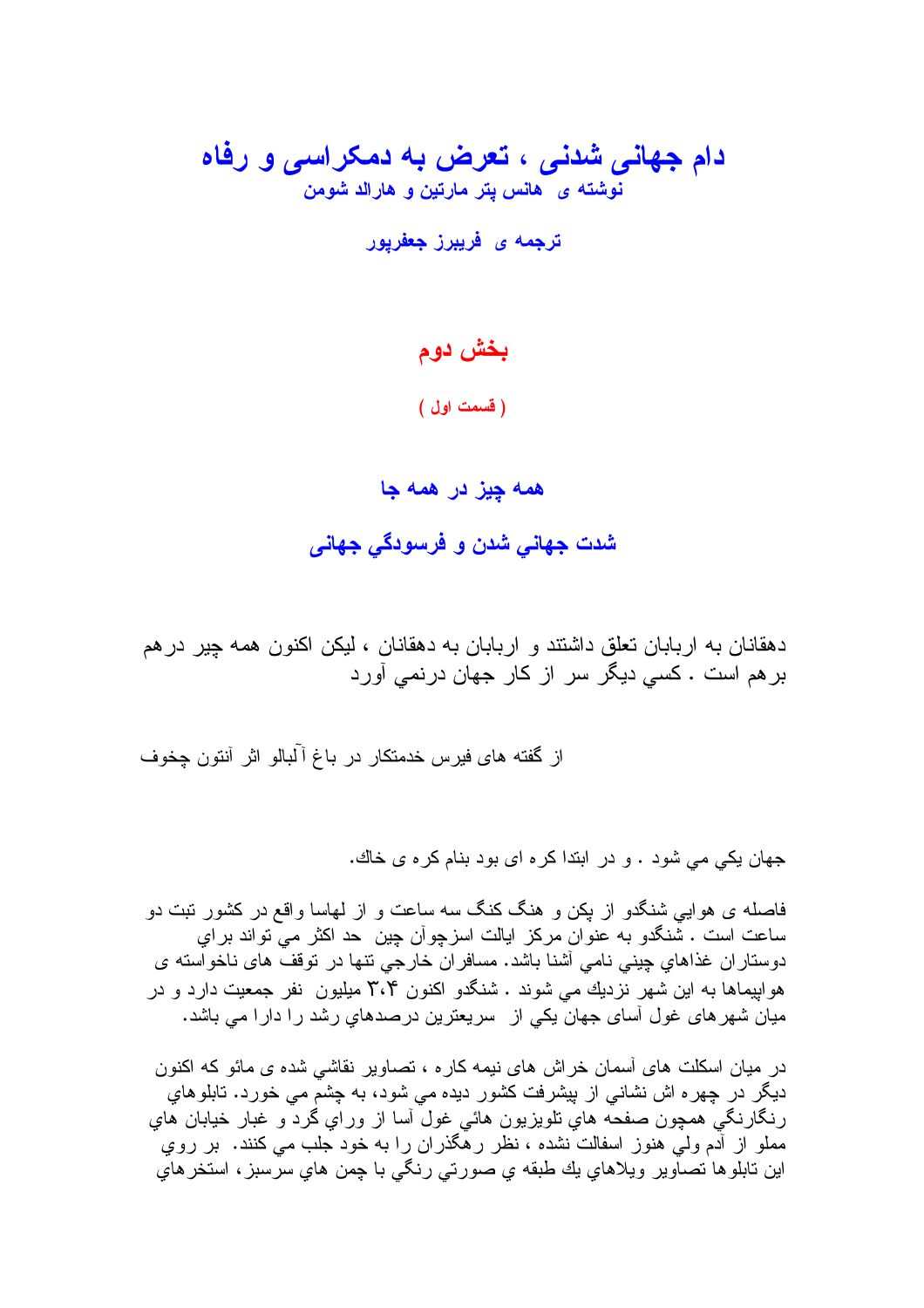# دام جهانی شدنی ، تعرض به دمکراسی و رفاه

**نوشته ی هانس پتر مارتین و هارالد شومن**

**ترجمه ی فریبرز جعفرپور**

## بخش دوم

**( قسمت اول )**

## همه چیز در همه جا

## شدت جهاني شدن و فرسودگي جهاني

دهقانان به اربابان تعلق داشتند و اربابان به دهقانان ، ليکن اکنون همه چیر درهم برهم است . کسي ديگر سر از کار جهان درنمي آورد

از گفته های فیرس خدمتکار در باغ آلبالو اثر آنتون چخوف

جهان يکي مي شود . و در ابتدا کره ای بود بنام کره ی خاك.

فاصله ی هوايي شنگدو از پکن و هنگ کنگ سه ساعت و از لهاسا واقع در کشور تبت دو ساعت است . شنگدو به عنوان مرکز ايالت اسزچوآن چين حد اکثر مي تواند براي دوستاران غذاهاي چيني نامي آشنا باشد. مسافران خارجي تنها در توقف های ناخواسته ی هواپيماها به اين شهر نزديك مي شوند . شنگدو اکنون ۳،۴ ميليون نفر جمعيت دارد و در ميان شهرهای غول آسای جهان يکي از سريعترين درصدهاي رشد را دارا مي باشد.

در ميان اسكلت های آسمان خراش های نيمه کاره ، تصاوير نقاشي شده ی مائو که اکنون ديگر در چهره اش نشاني از پيشرفت کشور ديده مي شود، به چشم مي خورد. تابلوهاي رنگارنگي همچون صفحه هاي تلويزيون هائي غول آسا از وراي گرد و غبار خيابان هاي مملو از آدم ولي هنوز اسفالت نشده ، نظر رهگذران را به خود جلب مي کنند. بر روي اين تابلوها تصاوير ويلاهاي يك طبقه ي صورتي رنگي با چمن هاي سرسبز ، استخرهاي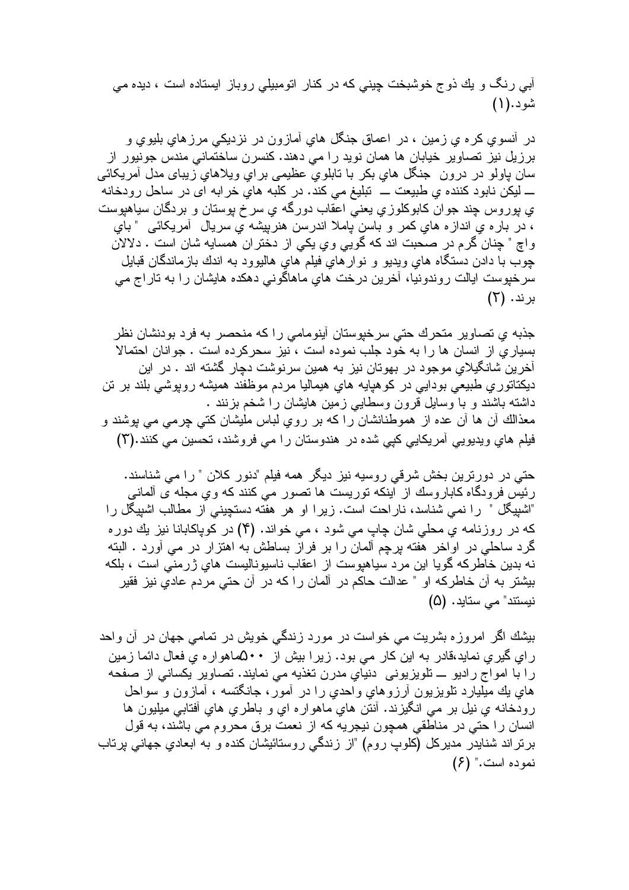آبي رنگ و يك ذوج خوشبخت چيني كه در كنار اتومبيلي روباز ايستاده است ، ديده مي شود.(۱)

در آنسوي كره ي زمين ، در اعماق جنگل هاي آمازون در نزديكي مرزهاي بليوي و برزيل نيز تصاوير خيابان ها همان نويد را مي دهند. كنسرن ساختماني مندس جونيور از سان پاولو در درون جنگل هاي بكر با تابلوي عظيمی براي ويلاهاي زيبای مدل آمريكائی ــ ليكن نابود كننده ي طبيعت ــ تبليغ مي كند. در كلبه هاي خرابه ای در ساحل رودخانه ي پوروس چند جوان كابوكلوزي يعني اعقاب دورگه ي سرخ پوستان و بردگان سياهپوست ، در باره ي اندازه هاي كمر و باسن پاملا اندرسن هنرپيشه ي سريال آمريكائی " باي واچ " چنان گرم در صحبت اند كه گويي وي يكي از دختران همسايه شان است . دلالان چوب با دادن دستگاه هاي ويديو و نوارهاي فيلم هاي هاليوود به اندك بازماندگان قبايل سرخپوست ايالت روندونيا، آخرين درخت هاي ماهاگوني دهكده هايشان را به تاراج مي برند. (۲)

جذبه ي تصاوير متحرك حتي سرخپوستان آينومامي را كه منحصر به فرد بودنشان نظر بسياري از انسان ها را به خود جلب نموده است ، نيز سحركرده است . جوانان احتمالا آخرين شانگيلاي موجود در بهوتان نيز به همين سرنوشت دچار گشته اند . در اين ديكتاتوري طبيعي بودايي در كوهپايه هاي هيماليا مردم موظفند هميشه روپوشي بلند بر تن داشته باشند و با وسايل قرون وسطايي زمين هايشان را شخم بزنند .
معذالك آن ها آن عده از هموطنانشان را كه بر روي لباس مليشان كتي چرمي مي پوشند و فيلم هاي ويديويي آمريكايي كپي شده در هندوستان را مي فروشند، تحسين مي كنند.(۳)

حتي در دورترين بخش شرقي روسيه نيز ديگر همه فيلم "دنور كلان " را مي شناسند. رئيس فرودگاه كاباروسك از اينكه توريست ها تصور مي كنند كه وي مجله ی آلمانی "اشپيگل " را نمي شناسد، ناراحت است. زيرا او هر هفته دستچيني از مطالب اشپيگل را كه در روزنامه ي محلي شان چاپ مي شود ، مي خواند. (۴) در كوپاكابانا نيز يك دوره گرد ساحلي در اواخر هفته پرچم آلمان را بر فراز بساطش به اهتزاز در مي آورد . البته نه بدين خاطركه گويا اين مرد سياهپوست از اعقاب ناسيوناليست هاي ژرمني است ، بلكه بيشتر به آن خاطركه او " عدالت حاكم در آلمان را كه در آن حتي مردم عادي نيز فقير نيستند" مي ستايد. (۵)

بيشك اگر امروزه بشريت مي خواست در مورد زندگي خويش در تمامي جهان در آن واحد راي گيري نمايد،قادر به اين كار مي بود. زيرا بيش از ۵۰۰ماهواره ي فعال دائما زمين را با امواج راديو ــ تلويزيونی دنياي مدرن تغذيه مي نمايند. تصاوير يكساني از صفحه هاي يك ميليارد تلويزيون آرزوهاي واحدي را در آمور، جانگتسه ، آمازون و سواحل رودخانه ي نيل بر مي انگيزند. آنتن هاي ماهواره اي و باطري هاي آفتابي ميليون ها انسان را حتي در مناطقي همچون نيجريه كه از نعمت برق محروم مي باشند، به قول برتراند شنايدر مديركل (كلوپ روم) "از زندگي روستائيشان كنده و به ابعادي جهاني پرتاب نموده است." (۶)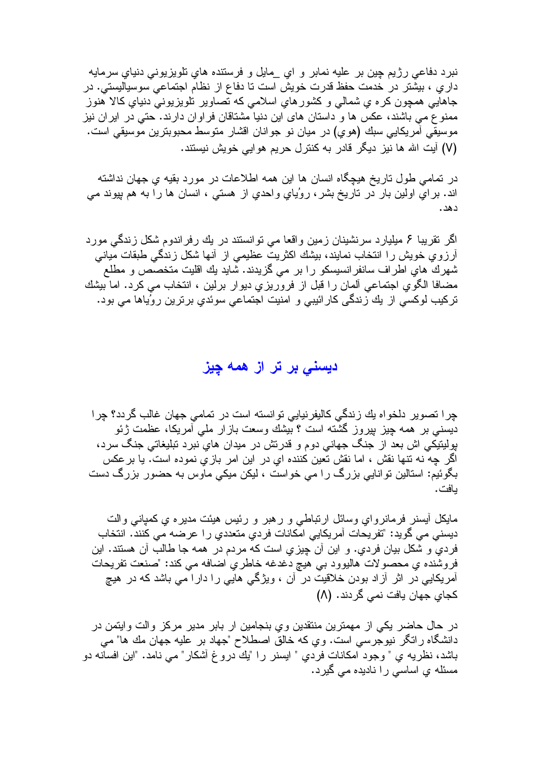نبرد دفاعي رژيم چين بر عليه نمابر و اي _مايل و فرستنده هاي تلويزيوني دنياي سرمايه داري ، بيشتر در خدمت حفظ قدرت خويش است تا دفاع از نظام اجتماعي سوسياليستي. در جاهايي همچون كره ي شمالي و كشورهاي اسلامي كه تصاوير تلويزيوني دنياي كالا هنوز ممنوع مي باشند، عكس ها و داستان هاى اين دنيا مشتاقان فراوان دارند. حتي در ايران نيز موسيقي آمريكايي سبك (هوي) در ميان نو جوانان اقشار متوسط محبوبترين موسيقي است. (۷) آيت الله ها نيز ديگر قادر به كنترل حريم هوايي خويش نيستند.

در تمامي طول تاريخ هيچگاه انسان ها اين همه اطلاعات در مورد بقيه ي جهان نداشته اند. براي اولين بار در تاريخ بشر، روُياي واحدي از هستي ، انسان ها را به هم پيوند مي دهد.

اگر تقريبا ۶ ميليارد سرنشينان زمين واقعا مي توانستند در يك رفراندوم شكل زندگي مورد آرزوي خويش را انتخاب نمايند، بيشك اكثريت عظيمي از آنها شكل زندگي طبقات مياني شهرك هاي اطراف سانفرانسيسكو را بر مي گزيدند. شايد يك اقليت متخصص و مطلع مضافا الگوي اجتماعي آلمان را قبل از فروريزي ديوار برلين ، انتخاب مي كرد. اما بيشك تركيب لوكسي از يك زندگى كارائيبي و امنيت اجتماعي سوئدي برترين روُياها مي بود.

## ديسني بر تر از همه چيز

چرا تصوير دلخواه يك زندگي كاليفرنيايي توانسته است در تمامي جهان غالب گردد؟ چرا ديسني بر همه چيز پيروز گشته است ؟ بيشك وسعت بازار ملي آمريكا، عظمت ژئو پوليتيكي اش بعد از جنگ جهاني دوم و قدرتش در ميدان هاي نبرد تبليغاتي جنگ سرد، اگر چه نه تنها نقش ، اما نقش تعين كننده اي در اين امر بازي نموده است. يا برعكس بگوئيم: استالين توانايي بزرگ را مي خواست ، ليكن ميكي ماوس به حضور بزرگ دست يافت.

مايكل آيسنر فرمانرواي وسائل ارتباطي و رهبر و رئيس هيئت مديره ي كمپاني والت ديسني مي گويد: "تفريحات آمريكايي امكانات فردي متعددي را عرضه مي كنند. انتخاب فردي و شكل بيان فردي. و اين آن چيزي است كه مردم در همه جا طالب آن هستند. اين فروشنده ي محصولات هاليوود بي هيچ دغدغه خاطري اضافه مي كند: "صنعت تفريحات آمريكايي در اثر آزاد بودن خلاقيت در آن ، ويژگي هايي را دارا مي باشد كه در هيچ كجاي جهان يافت نمي گردند. (۸)

در حال حاضر يكي از مهمترين منتقدين وي بنجامين ار بابر مدير مركز والت وايتمن در دانشگاه راتگر نيوجرسي است. وي كه خالق اصطلاح "جهاد بر عليه جهان مك ها" مي باشد، نظريه ي " وجود امكانات فردي " ايسنر را "يك دروغ آشكار" مي نامد. "اين افسانه دو مسئله ي اساسي را ناديده مي گيرد.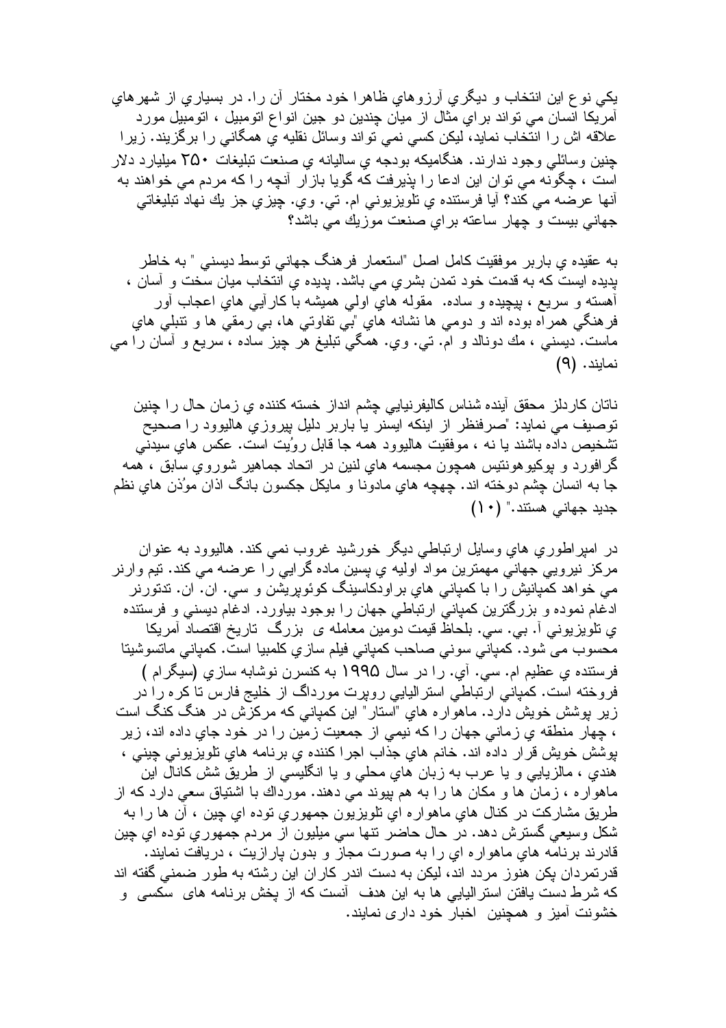يكي نوع اين انتخاب و ديگري آرزوهاي ظاهرا خود مختار آن را. در بسياري از شهرهاي آمريكا انسان مي تواند براي مثال از ميان چندين دو جين انواع اتومبيل ، اتومبيل مورد علاقه اش را انتخاب نمايد، ليكن كسي نمي تواند وسائل نقليه ي همگاني را برگزيند. زيرا چنين وسائلي وجود ندارند. هنگاميكه بودجه ي ساليانه ي صنعت تبليغات ۲۵۰ ميليارد دلار است ، چگونه مي توان اين ادعا را پذيرفت كه گويا بازار آنچه را كه مردم مي خواهند به آنها عرضه مي كند؟ آيا فرستنده ي تلويزيوني ام. تي. وي. چيزي جز يك نهاد تبليغاتي جهاني بيست و چهار ساعته براي صنعت موزيك مي باشد؟

به عقيده ي باربر موفقيت كامل اصل "استعمار فرهنگ جهاني توسط ديسني " به خاطر پديده ايست كه به قدمت خود تمدن بشري مي باشد. پديده ي انتخاب ميان سخت و آسان ، آهسته و سريع ، پيچيده و ساده. مقوله هاي اولي هميشه با كارآيي هاي اعجاب آور فرهنگي همراه بوده اند و دومي ها نشانه هاي "بي تفاوتي ها، بي رمقي ها و تنبلي هاي ماست. ديسني ، مك دونالد و ام. تي. وي. همگي تبليغ هر چيز ساده ، سريع و آسان را مي نمايند. (۹)

ناتان كاردلز محقق آينده شناس كاليفرنيايي چشم انداز خسته كننده ي زمان حال را چنين توصيف مي نمايد: "صرفنظر از اينكه ايسنر يا باربر دليل پيروزي هاليوود را صحيح تشخيص داده باشند يا نه ، موفقيت هاليوود همه جا قابل رؤيت است. عكس هاي سيدني گرافورد و پوكيوهونتيس همچون مجسمه هاي لنين در اتحاد جماهير شوروي سابق ، همه جا به انسان چشم دوخته اند. چهچه هاي مادونا و مايكل جكسون بانگ اذان مؤذن هاي نظم جديد جهاني هستند." (۱۰)

در امپراطوري هاي وسايل ارتباطي ديگر خورشيد غروب نمي كند. هاليوود به عنوان مركز نيرويي جهاني مهمترين مواد اوليه ي پسين ماده گرايي را عرضه مي كند. تيم وارنر مي خواهد كمپانيش را با كمپاني هاي براودكاسينگ كوئوپريشن و سي. ان. ان. تدتورنر ادغام نموده و بزرگترين كمپاني ارتباطي جهان را بوجود بياورد. ادغام ديسني و فرستنده ي تلويزيوني آ. بي. سي. بلحاظ قيمت دومين معامله ى بزرگ تاريخ اقتصاد آمريكا محسوب مى شود. كمپاني سوني صاحب كمپاني فيلم سازي كلمبيا است. كمپاني ماتسوشيتا فرستنده ي عظيم ام. سي. آي. را در سال ۱۹۹۵ به كنسرن نوشابه سازي (سيگرام ) فروخته است. كمپاني ارتباطي استراليايي روپرت مورداگ از خليج فارس تا كره را در زير پوشش خويش دارد. ماهواره هاي "استار" اين كمپاني كه مركزش در هنگ كنگ است ، چهار منطقه ي زماني جهان را كه نيمي از جمعيت زمين را در خود جاي داده اند، زير پوشش خويش قرار داده اند. خانم هاي جذاب اجرا كننده ي برنامه هاي تلويزيوني چيني ، هندي ، مالزيايي و يا عرب به زبان هاي محلي و يا انگليسي از طريق شش كانال اين ماهواره ، زمان ها و مكان ها را به هم پيوند مي دهند. مورداك با اشتياق سعي دارد كه از طريق مشاركت در كنال هاي ماهواره اي تلويزيون جمهوري توده اي چين ، آن ها را به شكل وسيعي گسترش دهد. در حال حاضر تنها سي ميليون از مردم جمهوري توده اي چين قادرند برنامه هاي ماهواره اي را به صورت مجاز و بدون پارازيت ، دريافت نمايند. قدرتمردان پكن هنوز مردد اند، ليكن به دست اندر كاران اين رشته به طور ضمني گفته اند كه شرط دست يافتن استراليايي ها به اين هدف آنست كه از پخش برنامه هاى سكسى و خشونت آميز و همچنين اخبار خود دارى نمايند.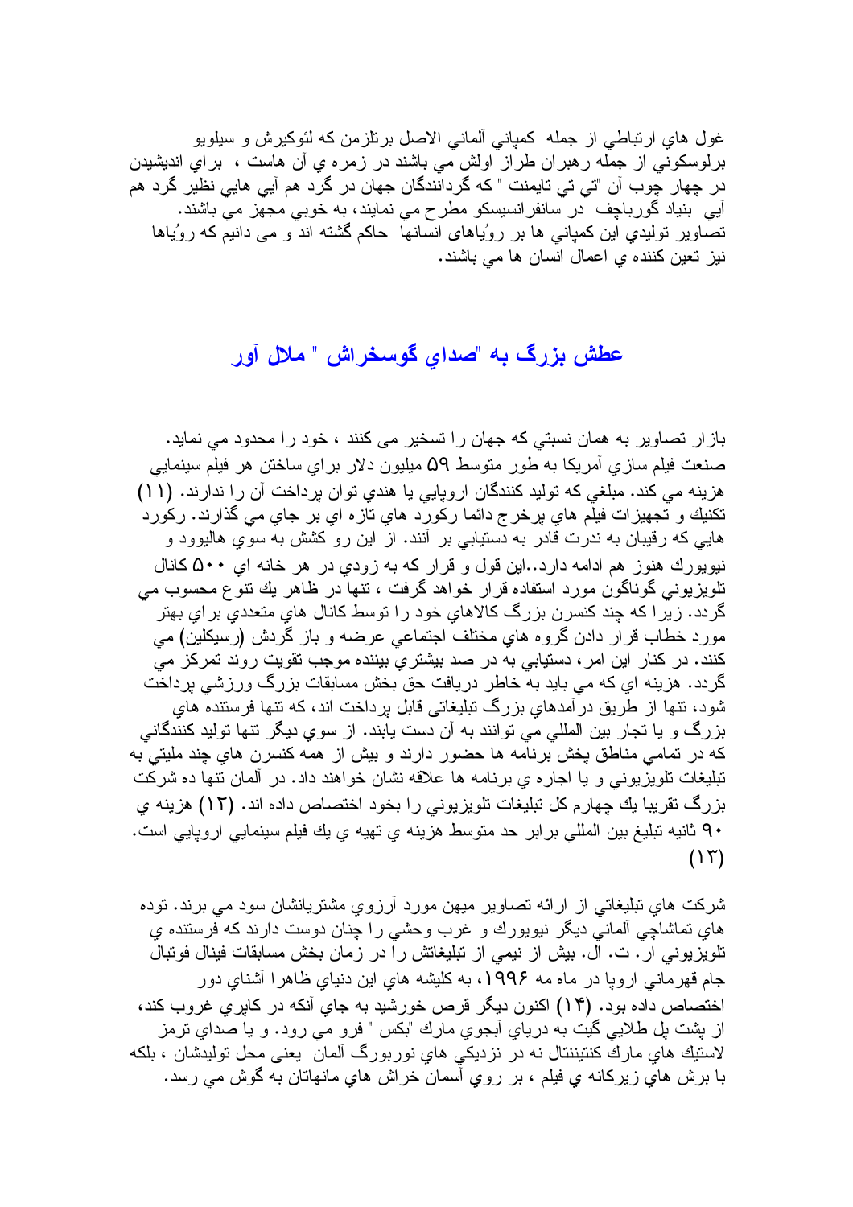غول هاي ارتباطي از جمله کمپاني آلماني الاصل برتلزمن که لئوکيرش و سيلويو برلوسکوني از جمله رهبران طراز اولش مي باشند در زمره ي آن هاست ، براي انديشيدن در چهار چوب آن "تي تي تايمنت " که گردانندگان جهان در گرد هم آيي هايي نظير گرد هم آيي بنياد گورباچف در سانفرانسيسکو مطرح مي نمايند، به خوبي مجهز مي باشند. تصاوير توليدي اين کمپاني ها بر رويا‌هاي انسانها حاکم گشته اند و می دانيم که رويا‌ها نيز تعين کننده ي اعمال انسان ها مي باشند.

## عطش بزرگ به "صداي گوشخراش " ملال آور

بازار تصاوير به همان نسبتي که جهان را تسخير می کنند ، خود را محدود مي نمايد. صنعت فيلم سازي آمريکا به طور متوسط ۵۹ ميليون دلار براي ساختن هر فيلم سينمايي هزينه مي کند. مبلغي که توليد کنندگان اروپايي يا هندي توان پرداخت آن را ندارند. (۱۱) تکنيك و تجهيزات فيلم هاي پرخرج دائما رکورد هاي تازه اي بر جاي مي گذارند. رکورد هايي که رقيبان به ندرت قادر به دستيابي بر آنند. از اين رو کشش به سوي هاليوود و نيويورك هنوز هم ادامه دارد..اين قول و قرار که به زودي در هر خانه اي ۵۰۰ کانال تلويزيوني گوناگون مورد استفاده قرار خواهد گرفت ، تنها در ظاهر يك تنوع محسوب مي گردد. زيرا که چند کنسرن بزرگ کالاهاي خود را توسط کانال هاي متعددي براي بهتر مورد خطاب قرار دادن گروه هاي مختلف اجتماعي عرضه و باز گردش (رسيكلين) مي کنند. در کنار اين امر، دستيابي به در صد بيشتري بيننده موجب تقويت روند تمرکز مي گردد. هزينه اي که مي بايد به خاطر دريافت حق بخش مسابقات بزرگ ورزشي پرداخت شود، تنها از طريق درآمدهاي بزرگ تبليغاتي قابل پرداخت اند، که تنها فرستنده هاي بزرگ و يا تجار بين المللي مي توانند به آن دست يابند. از سوي ديگر تنها توليد کنندگاني که در تمامي مناطق پخش برنامه ها حضور دارند و بيش از همه کنسرن هاي چند مليتي به تبليغات تلويزيوني و يا اجاره ي برنامه ها علاقه نشان خواهند داد. در آلمان تنها ده شرکت بزرگ تقريبا يك چهارم کل تبليغات تلويزيوني را بخود اختصاص داده اند. (۱۲) هزينه ي ۹۰ ثانيه تبليغ بين المللي برابر حد متوسط هزينه ي تهيه ي يك فيلم سينمايي اروپايي است. (۱۳)

شرکت هاي تبليغاتي از ارائه تصاوير ميهن مورد آرزوي مشتريانشان سود مي برند. توده هاي تماشاچي آلماني ديگر نيويورك و غرب وحشي را چنان دوست دارند که فرستنده ي تلويزيوني ار. ت. ال. بيش از نيمي از تبليغاتش را در زمان بخش مسابقات فينال فوتبال جام قهرماني اروپا در ماه مه ۱۹۹۶، به کليشه هاي اين دنياي ظاهرا آشناي دور اختصاص داده بود. (۱۴) اکنون ديگر قرص خورشيد به جاي آنکه در کاپري غروب کند، از پشت پل طلايي گيت به درياي آبجوي مارك "بکس " فرو مي رود. و يا صداي ترمز لاستيك هاي مارك کنتيننتال نه در نزديکي هاي نوربورگ آلمان يعنی محل توليدشان ، بلکه با برش هاي زيرکانه ي فيلم ، بر روي آسمان خراش هاي مانهاتان به گوش مي رسد.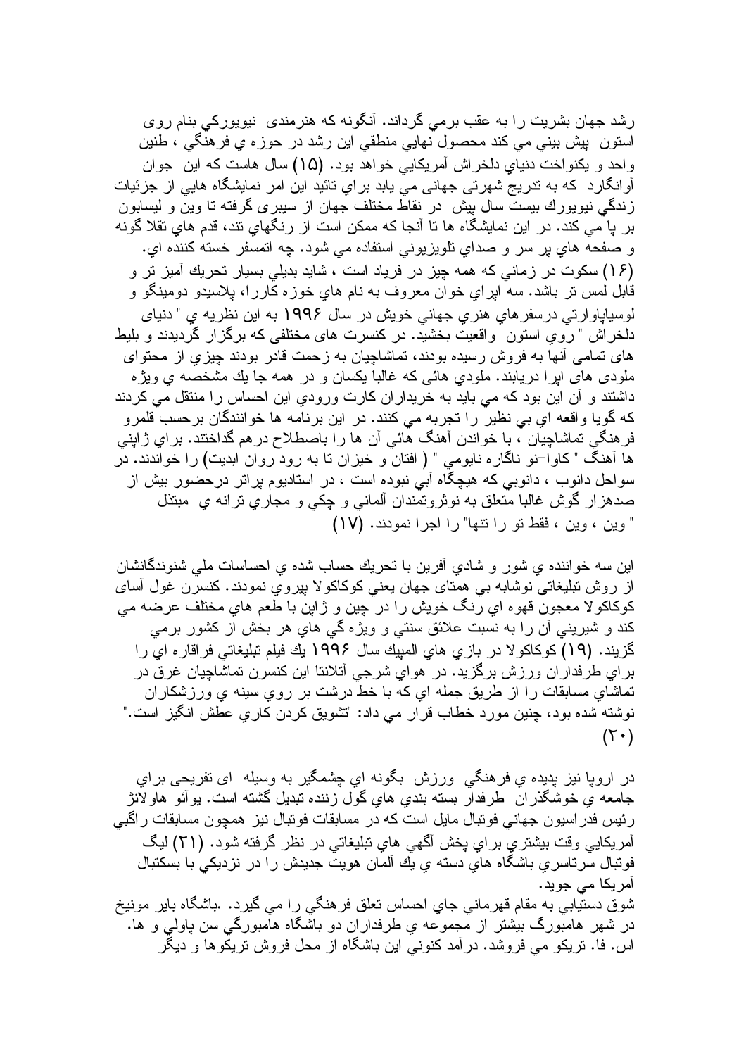رشد جهان بشريت را به عقب برمي گرداند. آنگونه كه هنرمندى نيويوركي بنام روى استون پيش بيني مي كند محصول نهايي منطقي اين رشد در حوزه ي فرهنگي ، طنين واحد و يكنواخت دنياي دلخراش آمريكايي خواهد بود. (١۵) سال هاست كه اين جوان آوانگارد كه به تدريج شهرتى جهانى مي يابد براي تائيد اين امر نمايشگاه هايي از جزئيات زندگي نيويورك بيست سال پيش در نقاط مختلف جهان از سيبرى گرفته تا وين و ليسابون بر پا مي كند. در اين نمايشگاه ها تا آنجا كه ممكن است از رنگهاي تند، قدم هاي تقلا گونه و صفحه هاي پر سر و صداي تلويزيوني استفاده مي شود. چه اتمسفر خسته كننده اي.
(١۶) سكوت در زماني كه همه چيز در فرياد است ، شايد بديلي بسيار تحريك آميز تر و قابل لمس تر باشد. سه اپراي خوان معروف به نام هاي خوزه كاررا، پلاسيدو دومينگو و لوسياپاوارتي درسفرهاي هنري جهاني خويش در سال ١٩٩۶ به اين نظريه ي " دنياى دلخراش " روي استون واقعيت بخشيد. در كنسرت هاى مختلفى كه برگزار گرديدند و بليط هاى تمامى آنها به فروش رسيده بودند، تماشاچيان به زحمت قادر بودند چيزي از محتواى ملودى هاى اپرا دريابند. ملودي هائى كه غالبا يكسان و در همه جا يك مشخصه ي ويژه داشتند و آن اين بود كه مي بايد به خريداران كارت ورودي اين احساس را منتقل مي كردند كه گويا واقعه اي بي نظير را تجربه مي كنند. در اين برنامه ها خوانندگان برحسب قلمرو فرهنگي تماشاچيان ، با خواندن آهنگ هائي آن ها را باصطلاح درهم گداختند. براي ژاپني ها آهنگ " كاوا–نو ناگاره نايومي " ( افتان و خيزان تا به رود روان ابديت) را خواندند. در سواحل دانوب ، دانوبي كه هيچگاه آبي نبوده است ، در استاديوم پراتر درحضور بيش از صدهزار گوش غالبا متعلق به نوثروتمندان آلماني و چكي و مجاري ترانه ي مبتذل " وين ، وين ، فقط تو را تنها" را اجرا نمودند. (١٧)

اين سه خواننده ي شور و شادي آفرين با تحريك حساب شده ي احساسات ملي شنوندگانشان از روش تبليغاتي نوشابه بي همتاي جهان يعني كوكاكولا پيروي نمودند. كنسرن غول آساى كوكاكولا معجون قهوه اي رنگ خويش را در چين و ژاپن با طعم هاي مختلف عرضه مي كند و شيريني آن را به نسبت علائق سنتي و ويژه گي هاي هر بخش از كشور برمي گزيند. (١٩) كوكاكولا در بازي هاي المپيك سال ١٩٩۶ يك فيلم تبليغاتي فراقاره اي را براي طرفداران ورزش برگزيد. در هواي شرجي آتلانتا اين كنسرن تماشاچيان غرق در تماشاي مسابقات را از طريق جمله اي كه با خط درشت بر روي سينه ي ورزشكاران نوشته شده بود، چنين مورد خطاب قرار مي داد: "تشويق كردن كاري عطش انگيز است." (٢٠)

در اروپا نيز پديده ي فرهنگي ورزش بگونه اي چشمگير به وسيله اى تفريحى براي جامعه ي خوشگذران طرفدار بسته بندي هاي گول زننده تبديل گشته است. يوآئو هاولانژ رئيس فدراسيون جهاني فوتبال مايل است كه در مسابقات فوتبال نيز همچون مسابقات راگبي آمريكايي وقت بيشتري براي پخش آگهي هاي تبليغاتي در نظر گرفته شود. (٢١) ليگ فوتبال سرتاسري باشگاه هاي دسته ي يك آلمان هويت جديدش را در نزديكي با بسكتبال آمريكا مي جويد.
شوق دستيابي به مقام قهرماني جاي احساس تعلق فرهنگي را مي گيرد. .باشگاه باير مونيخ در شهر هامبورگ بيشتر از مجموعه ي طرفداران دو باشگاه هامبورگي سن پاولي و ها. اس. فا. تريكو مي فروشد. درآمد كنوني اين باشگاه از محل فروش تريكوها و ديگر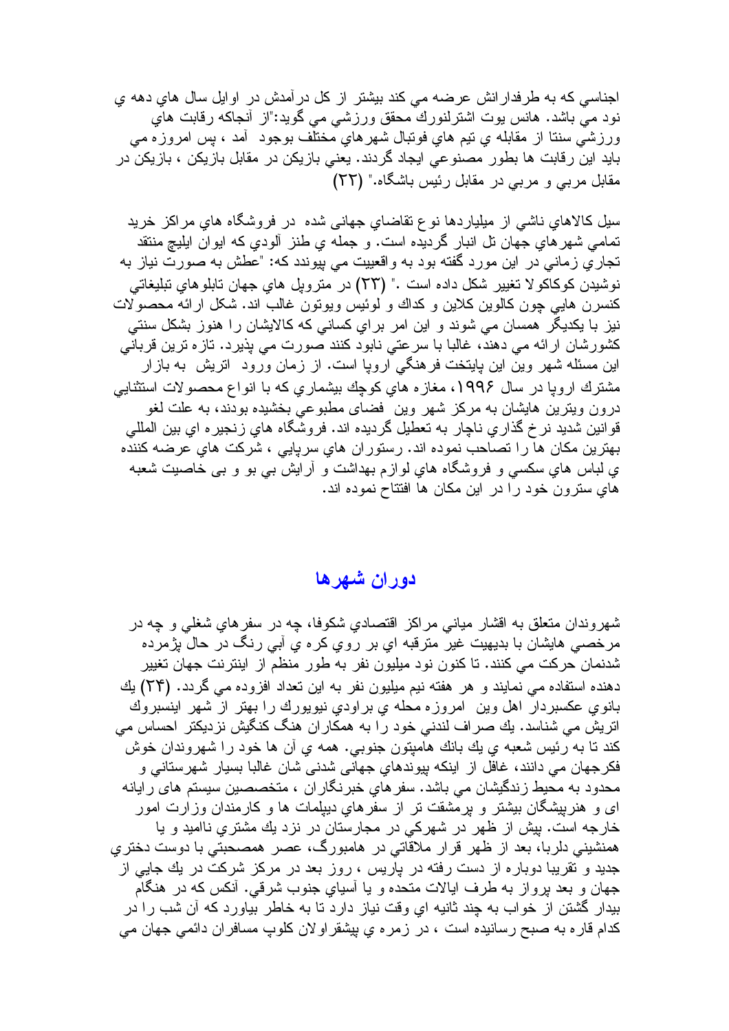اجناسي كه به طرفدارانش عرضه مي كند بيشتر از كل درآمدش در اوايل سال هاي دهه ي نود مي باشد. هانس يوت اشترلنورك محقق ورزشي مي گويد:"از آنجاكه رقابت هاي ورزشي سنتا از مقابله ي تيم هاي فوتبال شهرهاي مختلف بوجود آمد ، پس امروزه مي بايد اين رقابت ها بطور مصنوعي ايجاد گردند. يعني بازيكن در مقابل بازيكن ، بازيكن در مقابل مربي و مربي در مقابل رئيس باشگاه." (٣٢)

سيل كالاهاي ناشي از ميلياردها نوع تقاضاي جهانی شده در فروشگاه هاي مراكز خريد تمامي شهرهاي جهان تل انبار گرديده است. و جمله ي طنز آلودي كه ايوان ايليچ منتقد تجاري زماني در اين مورد گفته بود به واقعييت مي پيوندد كه: "عطش به صورت نياز به نوشيدن كوكاكولا تغيير شكل داده است ." (٣٣) در متروپل هاي جهان تابلوهاي تبليغاتي كنسرن هايي چون كالوين كلاين و كداك و لوئيس ويوتون غالب اند. شكل ارائه محصولات نيز با يكديگر همسان مي شوند و اين امر براي كساني كه كالايشان را هنوز بشكل سنتي كشورشان ارائه مي دهند، غالبا با سرعتي نابود كنند صورت مي پذيرد. تازه ترين قرباني اين مسئله شهر وين اين پايتخت فرهنگي اروپا است. از زمان ورود اتريش به بازار مشترك اروپا در سال ١٩٩۶، مغازه هاي كوچك بيشماري كه با انواع محصولات استثنايي درون ويترين هايشان به مركز شهر وين فضای مطبوعي بخشيده بودند، به علت لغو قوانين شديد نرخ گذاري ناچار به تعطيل گرديده اند. فروشگاه هاي زنجيره اي بين المللي بهترين مكان ها را تصاحب نموده اند. رستوران هاي سرپايي ، شركت هاي عرضه كننده ي لباس هاي سكسي و فروشگاه هاي لوازم بهداشت و آرايش بي بو و بی خاصيت شعبه هاي سترون خود را در اين مكان ها افتتاح نموده اند.

## دوران شهرها

شهروندان متعلق به اقشار مياني مراكز اقتصادي شكوفا، چه در سفرهاي شغلي و چه در مرخصي هايشان با بديهيت غير مترقبه اي بر روي كره ي آبي رنگ در حال پژمرده شدنمان حركت مي كنند. تا كنون نود ميليون نفر به طور منظم از اينترنت جهان تغيير دهنده استفاده مي نمايند و هر هفته نيم ميليون نفر به اين تعداد افزوده مي گردد. (٣۴) يك بانوي عكسبردار اهل وين امروزه محله ي براودي نيويورك را بهتر از شهر اينسبروك اتريش مي شناسد. يك صراف لندني خود را به همكاران هنگ كنگيش نزديكتر احساس مي كند تا به رئيس شعبه ي يك بانك هامپتون جنوبي. همه ي آن ها خود را شهروندان خوش فكرجهان مي دانند، غافل از اينكه پيوندهاي جهانی شدنی شان غالبا بسيار شهرستاني و محدود به محيط زندگيشان مي باشد. سفرهاي خبرنگاران ، متخصصين سيستم های رايانه ای و هنرپيشگان بيشتر و پرمشقت تر از سفرهاي ديپلمات ها و كارمندان وزارت امور خارجه است. پيش از ظهر در شهركي در مجارستان در نزد يك مشتري نااميد و يا همنشيني دلربا، بعد از ظهر قرار ملاقاتي در هامبورگ، عصر همصحبتي با دوست دختري جديد و تقريبا دوباره از دست رفته در پاريس ، روز بعد در مركز شركت در يك جايي از جهان و بعد پرواز به طرف ايالات متحده و يا آسياي جنوب شرقي. آنكس كه در هنگام بيدار گشتن از خواب به چند ثانيه اي وقت نياز دارد تا به خاطر بياورد كه آن شب را در كدام قاره به صبح رسانيده است ، در زمره ي پيشقراولان كلوپ مسافران دائمي جهان مي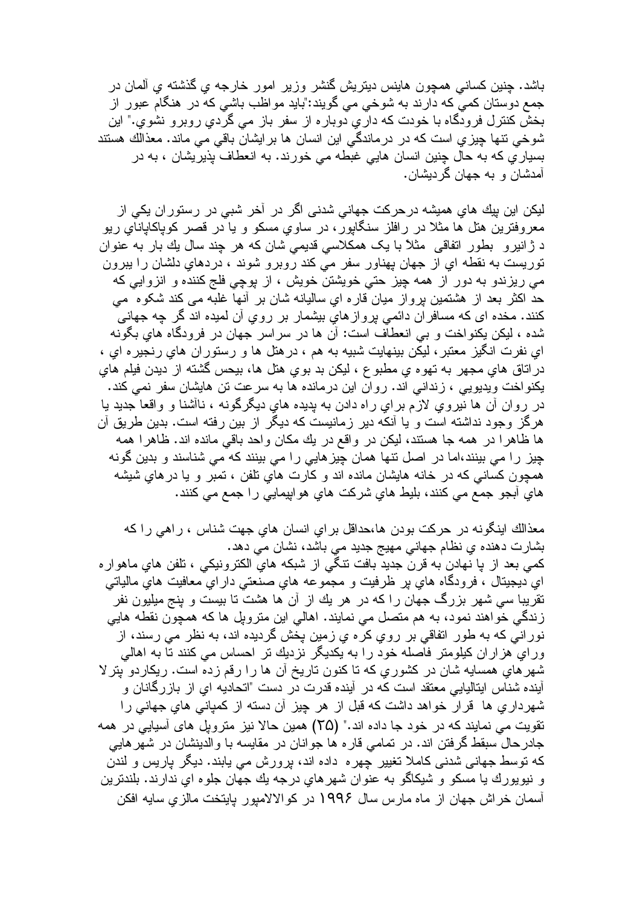باشد. چنين كساني همچون هاينس ديتريش گنشر وزير امور خارجه ي گذشته ي آلمان در جمع دوستان كمي كه دارند به شوخي مي گويند:"بايد مواظب باشي كه در هنگام عبور از بخش كنترل فرودگاه با خودت كه داري دوباره از سفر باز مي گردي روبرو نشوي." اين شوخي تنها چيزي است كه در درماندگي اين انسان ها برايشان باقي مي ماند. معذالك هستند بسياري كه به حال چنين انسان هايي غبطه مي خورند. به انعطاف پذيريشان ، به در آمدشان و به جهان گرديشان.

ليكن اين پيك هاي هميشه درحركت جهاني شدنى اگر در آخر شبي در رستوران يكي از معروفترين هتل ها مثلا در رافلز سنگاپور، در ساوي مسكو و يا در قصر كوپاكاپاناي ريو د ژانيرو بطور اتفاقى مثلاً با یک همكلاسي قديمي شان كه هر چند سال يك بار به عنوان توريست به نقطه اي از جهان پهناور سفر مي كند روبرو شوند ، دردهاي دلشان را بيرون مي ريزندو به دور از همه چيز حتي خويشتن خويش ، از پوچي فلج كننده و انزوايي كه حد اكثر بعد از هشتمين پرواز ميان قاره اي ساليانه شان بر آنها غلبه مى كند شكوه مي كنند. مخده اى كه مسافران دائمي پروازهاي بيشمار بر روي آن لميده اند گر چه جهاني شده ، ليكن يكنواخت و بي انعطاف است: آن ها در سراسر جهان در فرودگاه هاي بگونه اي نفرت انگيز معتبر، ليكن بينهايت شبيه به هم ، درهتل ها و رستوران هاي رنجيره اي ، دراتاق هاي مجهر به تهوه ي مطبوع ، ليكن بد بوي هتل ها، بيحس گشته از ديدن فيلم هاي يكنواخت ويديويي ، زنداني اند. روان اين درمانده ها به سرعت تن هايشان سفر نمي كند. در روان آن ها نيروي لازم براي راه دادن به پديده هاي ديگرگونه ، ناآشنا و واقعا جديد يا هرگز وجود نداشته است و يا آنكه دير زمانيست كه ديگر از بين رفته است. بدين طريق آن ها ظاهرا در همه جا هستند، ليكن در واقع در يك مكان واحد باقي مانده اند. ظاهرا همه چيز را مي بينند،اما در اصل تنها همان چيزهايي را مي بينند كه مي شناسند و بدين گونه همچون كساني كه در خانه هايشان مانده اند و كارت هاي تلفن ، تمبر و يا درهاي شيشه هاي آبجو جمع مي كنند، بليط هاي شركت هاي هواپيمايي را جمع مي كنند.

معذالك اينگونه در حركت بودن ها،حداقل براي انسان هاي جهت شناس ، راهي را كه بشارت دهنده ي نظام جهاني مهيج جديد مي باشد، نشان مي دهد.
كمي بعد از پا نهادن به قرن جديد بافت تنگي از شبكه هاي الكترونيكي ، تلفن هاي ماهواره اي ديجيتال ، فرودگاه هاي پر ظرفيت و مجموعه هاي صنعتي داراي معافيت هاي مالياتي تقريبا سي شهر بزرگ جهان را كه در هر يك از آن ها هشت تا بيست و پنج ميليون نفر زندگي خواهند نمود، به هم متصل مي نمايند. اهالي اين متروپل ها كه همچون نقطه هايي نوراني كه به طور اتفاقي بر روي كره ي زمين پخش گرديده اند، به نظر مي رسند، از وراي هزاران كيلومتر فاصله خود را به يكديگر نزديك تر احساس مي كنند تا به اهالي شهرهاي همسايه شان در كشوري كه تا كنون تاريخ آن ها را رقم زده است. ريكاردو پترلا آينده شناس ايتاليايي معتقد است كه در آينده قدرت در دست "اتحاديه اي از بازرگانان و شهرداري ها قرار خواهد داشت كه قبل از هر چيز آن دسته از كمپاني هاي جهاني را تقويت مي نمايند كه در خود جا داده اند." (٣٥) همين حالا نيز متروپل هاى آسيايي در همه جادرحال سبقط گرفتن اند. در تمامي قاره ها جوانان در مقايسه با والدينشان در شهرهايي كه توسط جهاني شدنى كاملا تغيير چهره داده اند، پرورش مي يابند. ديگر پاريس و لندن و نيويورك يا مسكو و شيكاگو به عنوان شهرهاي درجه يك جهان جلوه اي ندارند. بلندترين آسمان خراش جهان از ماه مارس سال ١٩٩۶ در كوالالامپور پايتخت مالزي سايه افكن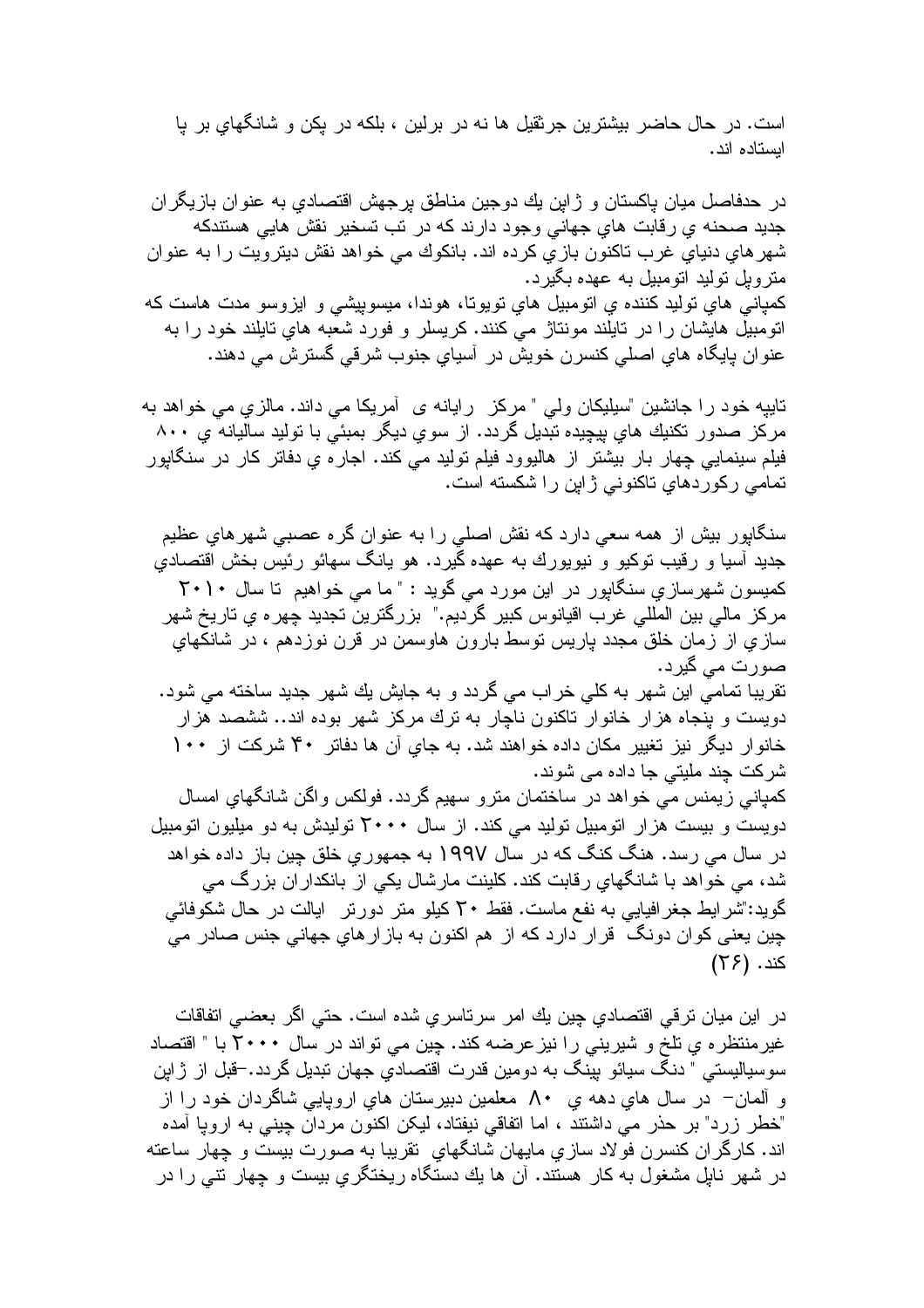است. در حال حاضر بيشترين جرثقيل ها نه در برلين ، بلكه در پكن و شانگهاي بر پا ايستاده اند.

در حدفاصل ميان پاكستان و ژاپن يك دوجين مناطق پرجهش اقتصادي به عنوان بازيگران جديد صحنه ي رقابت هاي جهاني وجود دارند كه در تب تسخير نقش هايي هستندكه شهرهاي دنياي غرب تاكنون بازي كرده اند. بانكوك مي خواهد نقش ديترويت را به عنوان متروپل توليد اتومبيل به عهده بگيرد.
كمپاني هاي توليد كننده ي اتومبيل هاي تويوتا، هوندا، ميسوبيشي و ايزوسو مدت هاست كه اتومبيل هايشان را در تايلند مونتاژ مي كنند. كريسلر و فورد شعبه هاي تايلند خود را به عنوان پايگاه هاي اصلي كنسرن خويش در آسياي جنوب شرقي گسترش مي دهند.

تايپه خود را جانشين "سيليكان ولي " مركز رايانه ی آمريكا مي داند. مالزي مي خواهد به مركز صدور تكنيك هاي پيچيده تبديل گردد. از سوي ديگر بمبئي با توليد ساليانه ي ۸۰۰ فيلم سينمايي چهار بار بيشتر از هاليوود فيلم توليد مي كند. اجاره ي دفاتر كار در سنگاپور تمامي ركوردهاي تاكنوني ژاپن را شكسته است.

سنگاپور بيش از همه سعي دارد كه نقش اصلي را به عنوان گره عصبي شهرهاي عظيم جديد آسيا و رقيب توكيو و نيويورك به عهده گيرد. هو يانگ سهائو رئيس بخش اقتصادي كميسون شهرسازي سنگاپور در اين مورد مي گويد : " ما مي خواهيم تا سال ۲۰۱۰ مركز مالي بين المللي غرب اقيانوس كبير گرديم." بزرگترين تجديد چهره ي تاريخ شهر سازي از زمان خلق مجدد پاريس توسط بارون هاوسمن در قرن نوزدهم ، در شانگهاي صورت مي گيرد.
تقريبا تمامي اين شهر به كلي خراب مي گردد و به جايش يك شهر جديد ساخته مي شود. دويست و پنجاه هزار خانوار تاكنون ناچار به ترك مركز شهر بوده اند.. ششصد هزار خانوار ديگر نيز تغيير مكان داده خواهند شد. به جاي آن ها دفاتر ۴۰ شركت از ۱۰۰ شركت چند مليتي جا داده مى شوند.
كمپاني زيمنس مي خواهد در ساختمان مترو سهيم گردد. فولكس واگن شانگهاي امسال دويست و بيست هزار اتومبيل توليد مي كند. از سال ۲۰۰۰ توليدش به دو ميليون اتومبيل در سال مي رسد. هنگ كنگ كه در سال ۱۹۹۷ به جمهوري خلق چين باز داده خواهد شد، مي خواهد با شانگهاي رقابت كند. كلينت مارشال يكي از بانكداران بزرگ مي گويد:"شرايط جغرافيايي به نفع ماست. فقط ۳۰ كيلو متر دورتر ايالت در حال شكوفائي چين يعني كوان دونگ قرار دارد كه از هم اكنون به بازارهاي جهاني جنس صادر مي كند. (۲۶)

در اين ميان ترقي اقتصادي چين يك امر سرتاسري شده است. حتي اگر بعضي اتفاقات غيرمنتظره ي تلخ و شيريني را نيزعرضه كند. چين مي تواند در سال ۲۰۰۰ با " اقتصاد سوسياليستي " دنگ سيائو پينگ به دومين قدرت اقتصادي جهان تبديل گردد.–قبل از ژاپن و آلمان– در سال هاي دهه ي ۸۰ معلمين دبيرستان هاي اروپايي شاگردان خود را از "خطر زرد" بر حذر مي داشتند ، اما اتفاقي نيفتاد، ليكن اكنون مردان چيني به اروپا آمده اند. كارگران كنسرن فولاد سازي مايهان شانگهاي تقريبا به صورت بيست و چهار ساعته در شهر ناپل مشغول به كار هستند. آن ها يك دستگاه ريختگري بيست و چهار تني را در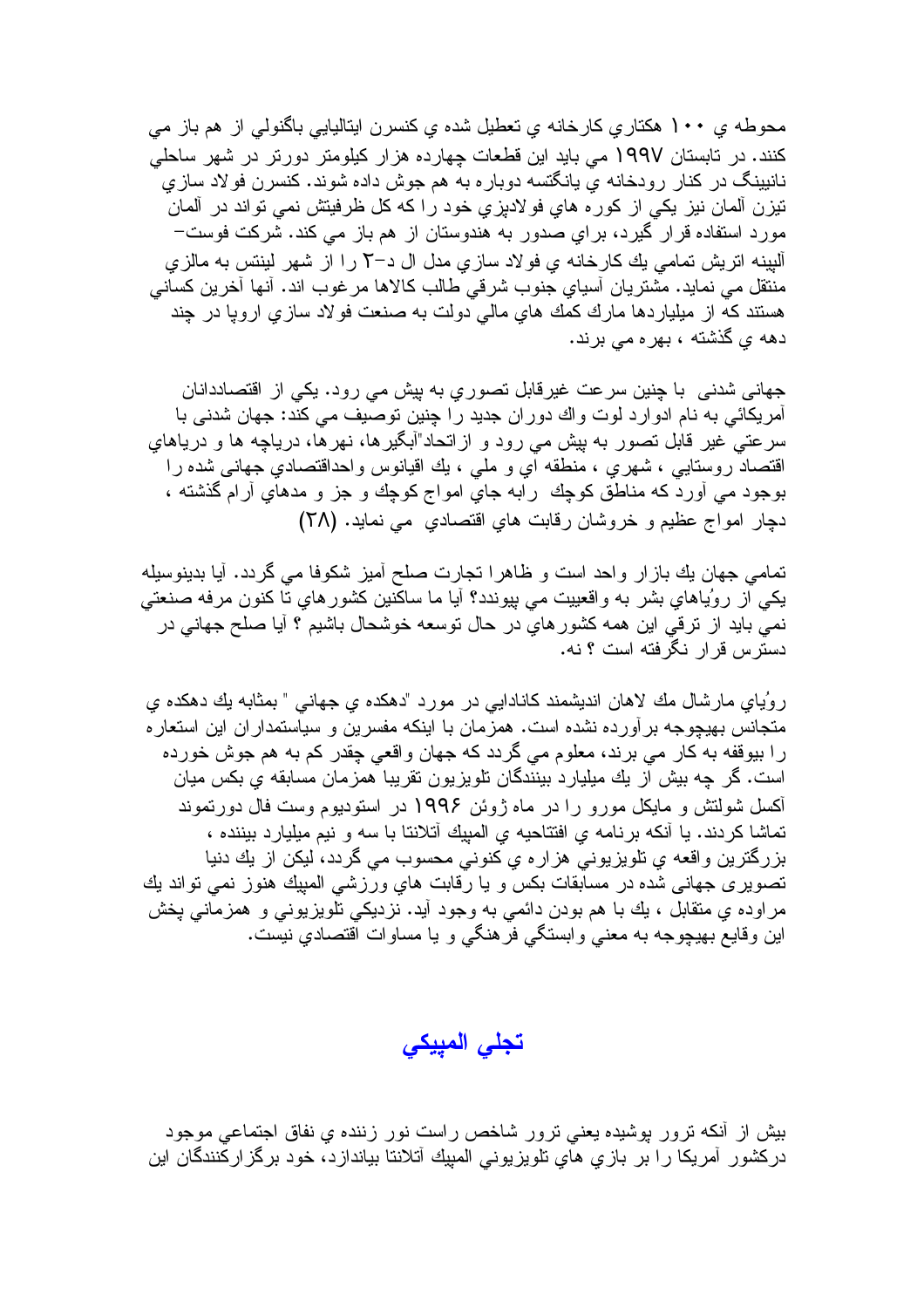محوطه ي ۱۰۰ هكتاري كارخانه ي تعطيل شده ي كنسرن ايتاليايي باگنولي از هم باز مي كنند. در تابستان ۱۹۹۷ مي بايد اين قطعات چهارده هزار كيلومتر دورتر در شهر ساحلي نانيينگ در كنار رودخانه ي يانگتسه دوباره به هم جوش داده شوند. كنسرن فولاد سازي تيزن آلمان نيز يكي از كوره هاي فولادپزي خود را كه كل ظرفيتش نمي تواند در آلمان مورد استفاده قرار گيرد، براي صدور به هندوستان از هم باز مي كند. شركت فوست– آلپينه اتريش تمامي يك كارخانه ي فولاد سازي مدل ال د–۲ را از شهر لينتس به مالزي منتقل مي نمايد. مشتريان آسياي جنوب شرقي طالب كالاها مرغوب اند. آنها آخرين كساني هستند كه از ميلياردها مارك كمك هاي مالي دولت به صنعت فولاد سازي اروپا در چند دهه ي گذشته ، بهره مي برند.

جهاني شدني با چنين سرعت غيرقابل تصوري به پيش مي رود. يكي از اقتصاددانان آمريكائي به نام ادوارد لوت واك دوران جديد را چنين توصيف مي كند: جهان شدني با سرعتي غير قابل تصور به پيش مي رود و ازاتحاد"آبگيرها، نهرها، درياچه ها و درياهاي اقتصاد روستايي ، شهري ، منطقه اي و ملي ، يك اقيانوس واحداقتصادي جهاني شده را بوجود مي آورد كه مناطق كوچك رابه جاي امواج كوچك و جز و مدهاي آرام گذشته ، دچار امواج عظيم و خروشان رقابت هاي اقتصادي مي نمايد. (۳۸)

تمامي جهان يك بازار واحد است و ظاهرا تجارت صلح آميز شكوفا مي گردد. آيا بدينوسيله يكي از روُياهاي بشر به واقعييت مي پيوندد؟ آيا ما ساكنين كشورهاي تا كنون مرفه صنعتي نمي بايد از ترقي اين همه كشورهاي در حال توسعه خوشحال باشيم ؟ آيا صلح جهاني در دسترس قرار نگرفته است ؟ نه.

روُياي مارشال مك لاهان انديشمند كانادايي در مورد "دهكده ي جهاني " بمثابه يك دهكده ي متجانس بهيچوجه برآورده نشده است. همزمان با اينكه مفسرين و سياستمداران اين استعاره را بيوقفه به كار مي برند، معلوم مي گردد كه جهان واقعي چقدر كم به هم جوش خورده است. گر چه بيش از يك ميليارد بينندگان تلويزيون تقريبا همزمان مسابقه ي بكس ميان آكسل شولتش و مايكل مورو را در ماه ژوئن ۱۹۹۶ در استوديوم وست فال دورتموند تماشا كردند. يا آنكه برنامه ي افتتاحيه ي المپيك آتلانتا با سه و نيم ميليارد بيننده ، بزرگترين واقعه ي تلويزيوني هزاره ي كنوني محسوب مي گردد، ليكن از يك دنيا تصويري جهاني شده در مسابقات بكس و يا رقابت هاي ورزشي المپيك هنوز نمي تواند يك مراوده ي متقابل ، يك با هم بودن دائمي به وجود آيد. نزديكي تلويزيوني و همزماني پخش اين وقايع بهيچوجه به معني وابستگي فرهنگي و يا مساوات اقتصادي نيست.

## تجلي المپيكي

بيش از آنكه ترور پوشيده يعني ترور شاخص راست نور زننده ي نفاق اجتماعي موجود دركشور آمريكا را بر بازي هاي تلويزيوني المپيك آتلانتا بياندازد، خود برگزاركنندگان اين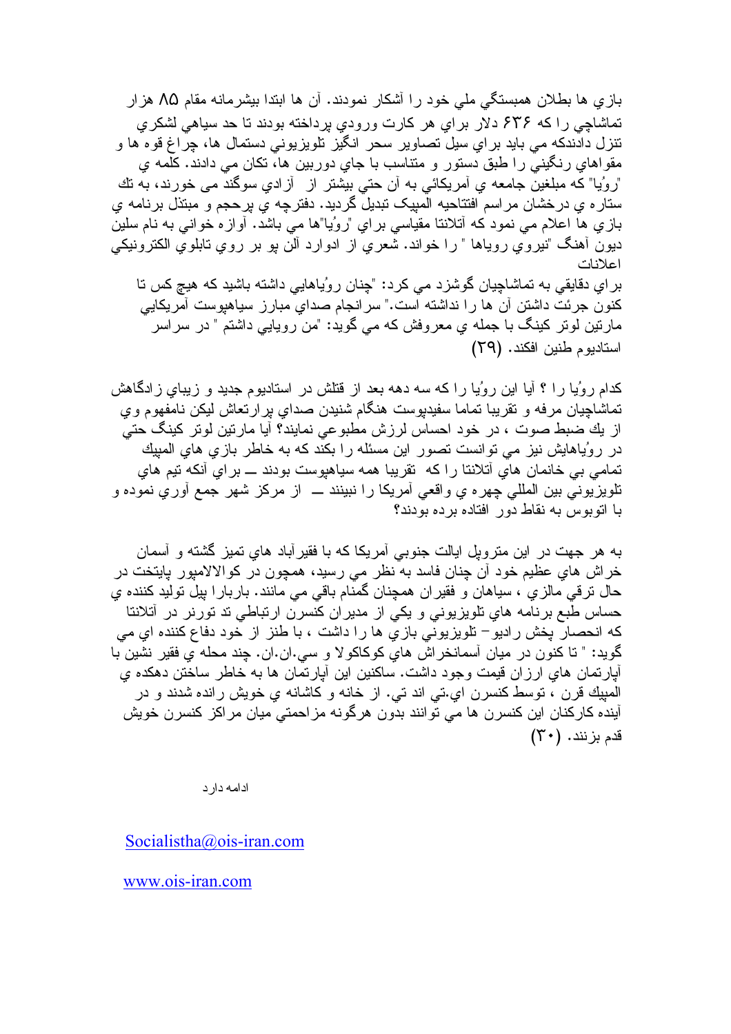بازي ها بطلان همبستگي ملي خود را آشكار نمودند. آن ها ابتدا بيشرمانه مقام ۸۵ هزار تماشاچي را كه ۶۳۶ دلار براي هر كارت ورودي پرداخته بودند تا حد سياهي لشكري تنزل دادندكه مي بايد براي سيل تصاوير سحر انگيز تلويزيوني دستمال ها، چراغ قوه ها و مقواهاي رنگيني را طبق دستور و متناسب با جاي دوربين ها، تكان مي دادند. كلمه ي "رؤيا" كه مبلغين جامعه ي آمريكائي به آن حتي بيشتر از آزادي سوگند مى خورند، به تك ستاره ي درخشان مراسم افتتاحيه المپيک تبديل گرديد. دفترچه ي پرحجم و مبتذل برنامه ي بازي ها اعلام مي نمود كه آتلانتا مقياسي براي "رؤيا"ها مي باشد. آوازه خواني به نام سلين ديون آهنگ "نيروي روياها " را خواند. شعري از ادوارد آلن پو بر روي تابلوي الكترونيكي اعلانات براي دقايقي به تماشاچيان گوشزد مي كرد: "چنان رؤياهايي داشته باشيد كه هيچ كس تا كنون جرئت داشتن آن ها را نداشته است." سرانجام صداي مبارز سياهپوست آمريكايي مارتين لوتر كينگ با جمله ي معروفش كه مي گويد: "من رويايي داشتم " در سراسر استاديوم طنين افكند. (۲۹)

كدام رؤيا را ؟ آيا اين رؤيا را كه سه دهه بعد از قتلش در استاديوم جديد و زيباي زادگاهش تماشاچيان مرفه و تقريبا تماما سفيدپوست هنگام شنيدن صداي پرارتعاش ليكن نامفهوم وي از يك ضبط صوت ، در خود احساس لرزش مطبوعي نمايند؟ آيا مارتين لوتر كينگ حتي در رؤياهايش نيز مي توانست تصور اين مسئله را بكند كه به خاطر بازي هاي المپيك تمامي بي خانمان هاي آتلانتا را كه تقريبا همه سياهپوست بودند ــ براي آنكه تيم هاي تلويزيوني بين المللي چهره ي واقعي آمريكا را نبينند ــ از مركز شهر جمع آوري نموده و با اتوبوس به نقاط دور افتاده برده بودند؟

به هر جهت در اين متروپل ايالت جنوبي آمريكا كه با فقيرآباد هاي تميز گشته و آسمان خراش هاي عظيم خود آن چنان فاسد به نظر مي رسيد، همچون در كوالالامپور پايتخت در حال ترقي مالزي ، سياهان و فقيران همچنان گمنام باقي مي مانند. باربارا پيل توليد كننده ي حساس طبع برنامه هاي تلويزيوني و يكي از مديران كنسرن ارتباطي تد تورنر در آتلانتا كه انحصار پخش راديو– تلويزيوني بازي ها را داشت ، با طنز از خود دفاع كننده اي مي گويد: " تا كنون در ميان آسمانخراش هاي كوكاكولا و سي.ان.ان. چند محله ي فقير نشين با آپارتمان هاي ارزان قيمت وجود داشت. ساكنين اين آپارتمان ها به خاطر ساختن دهكده ي المپيك قرن ، توسط كنسرن اي.تي اند تي. از خانه و كاشانه ي خويش رانده شدند و در آينده كاركنان اين كنسرن ها مي توانند بدون هرگونه مزاحمتي ميان مراكز كنسرن خويش قدم بزنند. (۳۰)

ادامه دارد

Socialistha@ois-iran.com

www.ois-iran.com